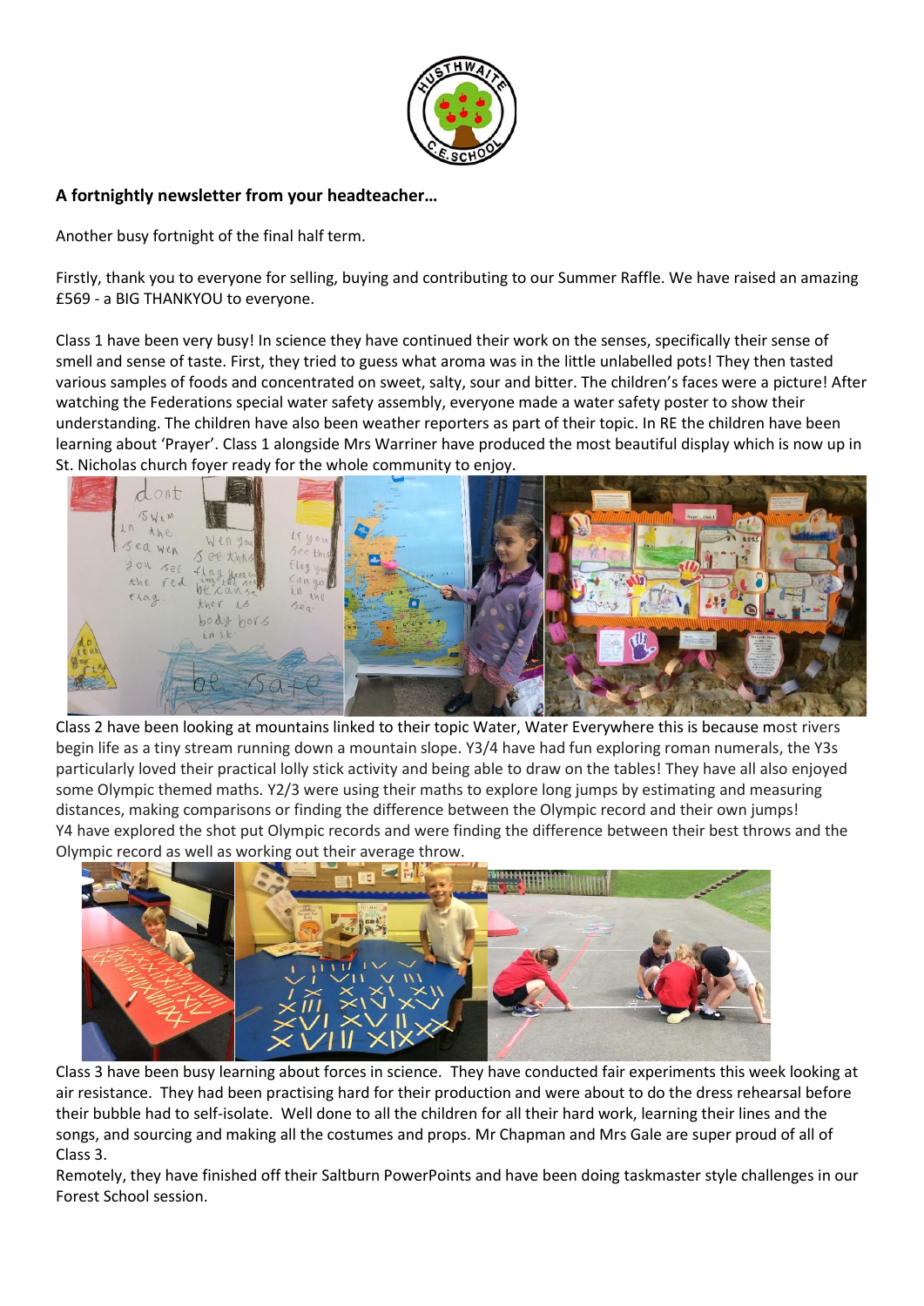**A fortnightly newsletter from your headteacher…**

Another busy fortnight of the final half term.

Firstly, thank you to everyone for selling, buying and contributing to our Summer Raffle. We have raised an amazing £569 - a BIG THANKYOU to everyone.

Class 1 have been very busy! In science they have continued their work on the senses, specifically their sense of smell and sense of taste. First, they tried to guess what aroma was in the little unlabelled pots! They then tasted various samples of foods and concentrated on sweet, salty, sour and bitter. The children's faces were a picture! After watching the Federations special water safety assembly, everyone made a water safety poster to show their understanding. The children have also been weather reporters as part of their topic. In RE the children have been learning about 'Prayer'. Class 1 alongside Mrs Warriner have produced the most beautiful display which is now up in St. Nicholas church foyer ready for the whole community to enjoy.

Class 2 have been looking at mountains linked to their topic Water, Water Everywhere this is because most rivers begin life as a tiny stream running down a mountain slope. Y3/4 have had fun exploring roman numerals, the Y3s particularly loved their practical lolly stick activity and being able to draw on the tables! They have all also enjoyed some Olympic themed maths. Y2/3 were using their maths to explore long jumps by estimating and measuring distances, making comparisons or finding the difference between the Olympic record and their own jumps! Y4 have explored the shot put Olympic records and were finding the difference between their best throws and the Olympic record as well as working out their average throw.

Class 3 have been busy learning about forces in science. They have conducted fair experiments this week looking at air resistance. They had been practising hard for their production and were about to do the dress rehearsal before their bubble had to self-isolate. Well done to all the children for all their hard work, learning their lines and the songs, and sourcing and making all the costumes and props. Mr Chapman and Mrs Gale are super proud of all of Class 3.

Remotely, they have finished off their Saltburn PowerPoints and have been doing taskmaster style challenges in our Forest School session.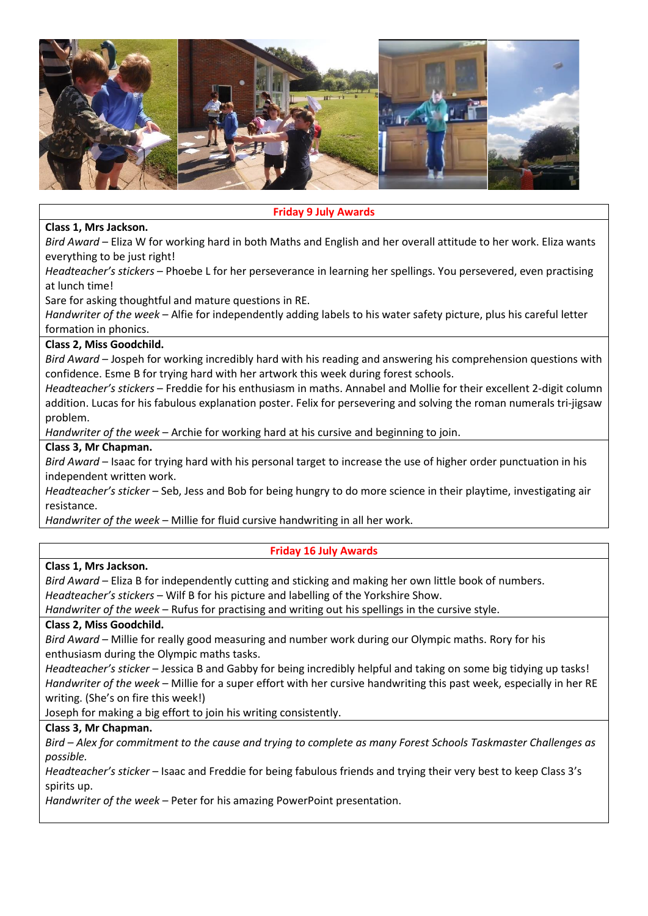**Friday 9 July Awards**

**Class 1, Mrs Jackson.**

*Bird Award* – Eliza W for working hard in both Maths and English and her overall attitude to her work. Eliza wants everything to be just right!

*Headteacher's stickers* – Phoebe L for her perseverance in learning her spellings. You persevered, even practising at lunch time!

Sare for asking thoughtful and mature questions in RE.

*Handwriter of the week* – Alfie for independently adding labels to his water safety picture, plus his careful letter formation in phonics.

**Class 2, Miss Goodchild.**

*Bird Award* – Jospeh for working incredibly hard with his reading and answering his comprehension questions with confidence. Esme B for trying hard with her artwork this week during forest schools.

*Headteacher's stickers* – Freddie for his enthusiasm in maths. Annabel and Mollie for their excellent 2-digit column addition. Lucas for his fabulous explanation poster. Felix for persevering and solving the roman numerals tri-jigsaw problem.

*Handwriter of the week* – Archie for working hard at his cursive and beginning to join.

**Class 3, Mr Chapman.**

*Bird Award* – Isaac for trying hard with his personal target to increase the use of higher order punctuation in his independent written work.

*Headteacher's sticker* – Seb, Jess and Bob for being hungry to do more science in their playtime, investigating air resistance.

*Handwriter of the week* – Millie for fluid cursive handwriting in all her work.

**Friday 16 July Awards**

**Class 1, Mrs Jackson.**

*Bird Award* – Eliza B for independently cutting and sticking and making her own little book of numbers.

*Headteacher's stickers* – Wilf B for his picture and labelling of the Yorkshire Show.

*Handwriter of the week* – Rufus for practising and writing out his spellings in the cursive style.

**Class 2, Miss Goodchild.**

*Bird Award* – Millie for really good measuring and number work during our Olympic maths. Rory for his enthusiasm during the Olympic maths tasks.

*Headteacher's sticker* – Jessica B and Gabby for being incredibly helpful and taking on some big tidying up tasks!

*Handwriter of the week* – Millie for a super effort with her cursive handwriting this past week, especially in her RE writing. (She's on fire this week!)

Joseph for making a big effort to join his writing consistently.

**Class 3, Mr Chapman.**

*Bird – Alex for commitment to the cause and trying to complete as many Forest Schools Taskmaster Challenges as possible.*

*Headteacher's sticker* – Isaac and Freddie for being fabulous friends and trying their very best to keep Class 3's spirits up.

*Handwriter of the week* – Peter for his amazing PowerPoint presentation.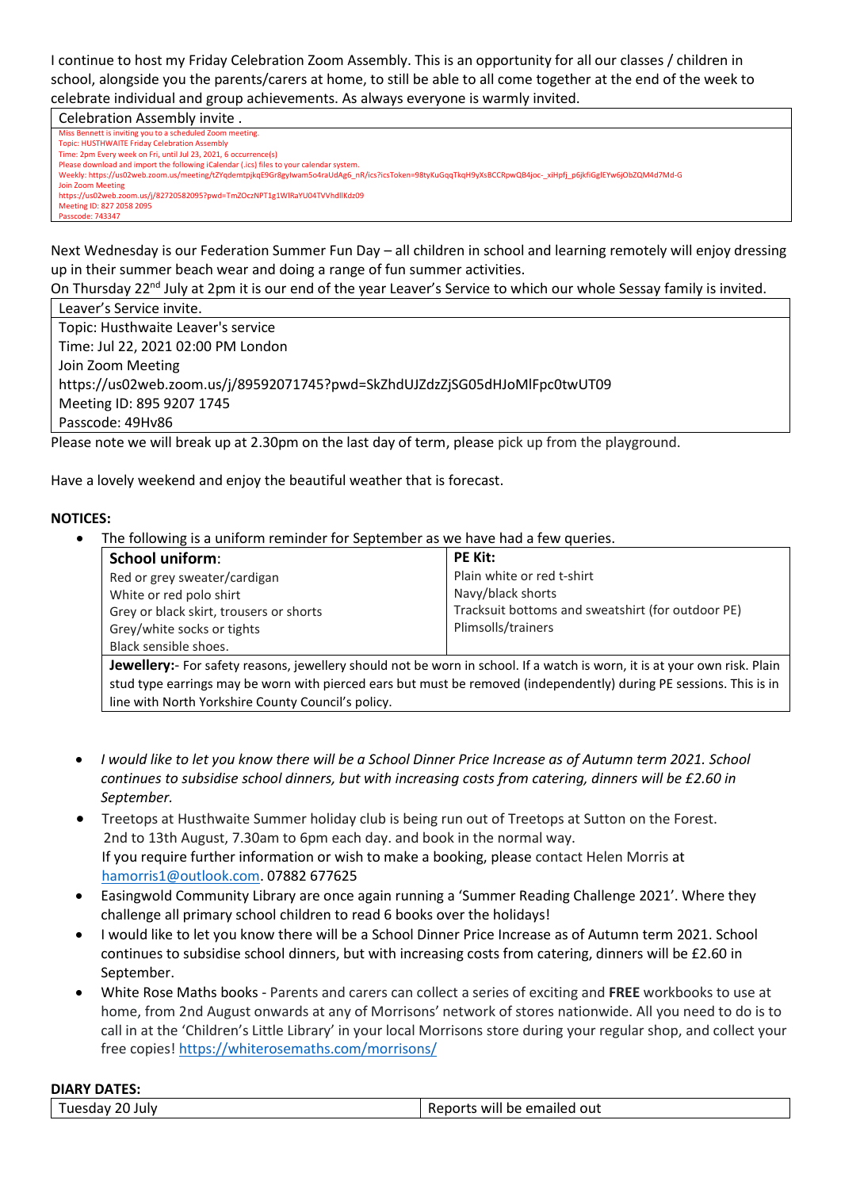I continue to host my Friday Celebration Zoom Assembly. This is an opportunity for all our classes / children in school, alongside you the parents/carers at home, to still be able to all come together at the end of the week to celebrate individual and group achievements. As always everyone is warmly invited.

| Celebration Assembly invite . |
|---|
| Miss Bennett is inviting you to a scheduled Zoom meeting.<br>Topic: HUSTHWAITE Friday Celebration Assembly<br>Time: 2pm Every week on Fri, until Jul 23, 2021, 6 occurrence(s)<br>Please download and import the following iCalendar (.ics) files to your calendar system.<br>Weekly: https://us02web.zoom.us/meeting/tZYqdemtpjkqE9Gr8gylwam5o4raUdAg6_nR/ics?icsToken=98tyKuGqqTkqH9yXsBCCRpwQB4joc-_xiHpfj_p6jkfiGglEYw6jObZQM4d7Md-G<br>Join Zoom Meeting<br>https://us02web.zoom.us/j/82720582095?pwd=TmZOczNPT1g1WlRaYU04TVVhdllKdz09<br>Meeting ID: 827 2058 2095<br>Passcode: 743347 |

Next Wednesday is our Federation Summer Fun Day – all children in school and learning remotely will enjoy dressing up in their summer beach wear and doing a range of fun summer activities.

On Thursday 22nd July at 2pm it is our end of the year Leaver's Service to which our whole Sessay family is invited.

| Leaver's Service invite. |
|---|
| Topic: Husthwaite Leaver's service<br>Time: Jul 22, 2021 02:00 PM London<br>Join Zoom Meeting<br>https://us02web.zoom.us/j/89592071745?pwd=SkZhdUJZdzZjSG05dHJoMlFpc0twUT09<br>Meeting ID: 895 9207 1745<br>Passcode: 49Hv86 |

Please note we will break up at 2.30pm on the last day of term, please pick up from the playground.

Have a lovely weekend and enjoy the beautiful weather that is forecast.

**NOTICES:**

- The following is a uniform reminder for September as we have had a few queries.

| **School uniform**: | **PE Kit:** |
|---|---|
| Red or grey sweater/cardigan<br>White or red polo shirt<br>Grey or black skirt, trousers or shorts<br>Grey/white socks or tights<br>Black sensible shoes. | Plain white or red t-shirt<br>Navy/black shorts<br>Tracksuit bottoms and sweatshirt (for outdoor PE)<br>Plimsolls/trainers |
| **Jewellery:**- For safety reasons, jewellery should not be worn in school. If a watch is worn, it is at your own risk. Plain stud type earrings may be worn with pierced ears but must be removed (independently) during PE sessions. This is in line with North Yorkshire County Council's policy. | |

- *I would like to let you know there will be a School Dinner Price Increase as of Autumn term 2021. School continues to subsidise school dinners, but with increasing costs from catering, dinners will be £2.60 in September.*
- Treetops at Husthwaite Summer holiday club is being run out of Treetops at Sutton on the Forest. 2nd to 13th August, 7.30am to 6pm each day. and book in the normal way.
  If you require further information or wish to make a booking, please contact Helen Morris at hamorris1@outlook.com. 07882 677625
- Easingwold Community Library are once again running a 'Summer Reading Challenge 2021'. Where they challenge all primary school children to read 6 books over the holidays!
- I would like to let you know there will be a School Dinner Price Increase as of Autumn term 2021. School continues to subsidise school dinners, but with increasing costs from catering, dinners will be £2.60 in September.
- White Rose Maths books - Parents and carers can collect a series of exciting and **FREE** workbooks to use at home, from 2nd August onwards at any of Morrisons' network of stores nationwide. All you need to do is to call in at the 'Children's Little Library' in your local Morrisons store during your regular shop, and collect your free copies! https://whiterosemaths.com/morrisons/

**DIARY DATES:**

| Tuesday 20 July | Reports will be emailed out |
|---|---|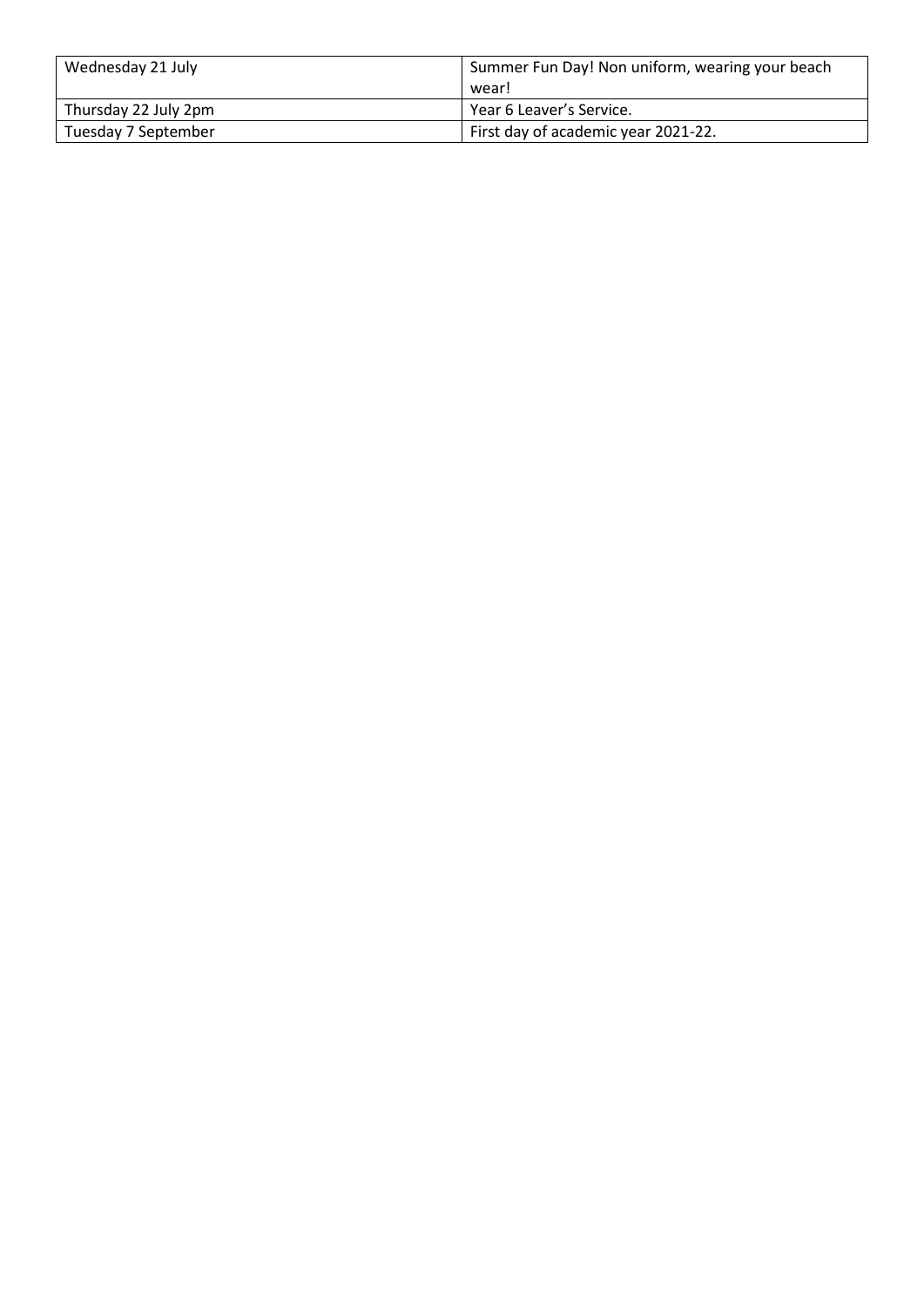| | |
|---|---|
| Wednesday 21 July | Summer Fun Day! Non uniform, wearing your beach wear! |
| Thursday 22 July 2pm | Year 6 Leaver's Service. |
| Tuesday 7 September | First day of academic year 2021-22. |